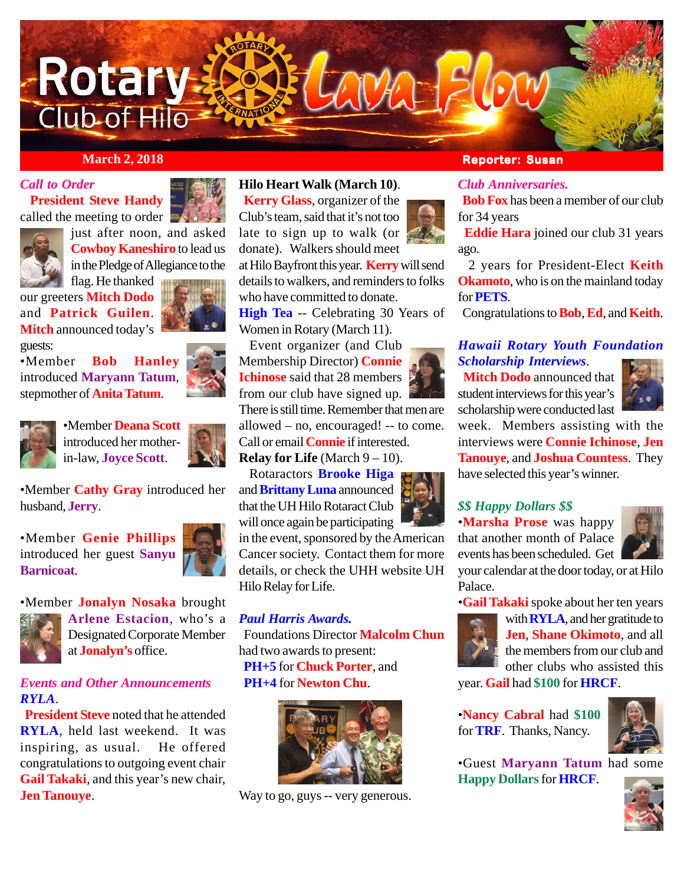# Rotary Club of Hilo Lava Flow

**March 2, 2018** | **Reporter: Susan**

### *Call to Order*

**President Steve Handy** called the meeting to order just after noon, and asked **Cowboy Kaneshiro** to lead us in the Pledge of Allegiance to the flag. He thanked our greeters **Mitch Dodo** and **Patrick Guilen**. **Mitch** announced today's guests:

- •Member **Bob Hanley** introduced **Maryann Tatum**, stepmother of **Anita Tatum**.
- •Member **Deana Scott** introduced her mother-in-law, **Joyce Scott**.
- •Member **Cathy Gray** introduced her husband, **Jerry**.
- •Member **Genie Phillips** introduced her guest **Sanyu Barnicoat**.
- •Member **Jonalyn Nosaka** brought **Arlene Estacion**, who's a Designated Corporate Member at **Jonalyn's** office.

### *Events and Other Announcements*

***RYLA***.

**President Steve** noted that he attended **RYLA**, held last weekend. It was inspiring, as usual. He offered congratulations to outgoing event chair **Gail Takaki**, and this year's new chair, **Jen Tanouye**.

**Hilo Heart Walk (March 10)**.

**Kerry Glass**, organizer of the Club's team, said that it's not too late to sign up to walk (or donate). Walkers should meet at Hilo Bayfront this year. **Kerry** will send details to walkers, and reminders to folks who have committed to donate.

**High Tea** -- Celebrating 30 Years of Women in Rotary (March 11).

Event organizer (and Club Membership Director) **Connie Ichinose** said that 28 members from our club have signed up. There is still time. Remember that men are allowed – no, encouraged! -- to come. Call or email **Connie** if interested.

**Relay for Life** (March 9 – 10).

Rotaractors **Brooke Higa** and **Brittany Luna** announced that the UH Hilo Rotaract Club will once again be participating in the event, sponsored by the American Cancer society. Contact them for more details, or check the UHH website UH Hilo Relay for Life.

### *Paul Harris Awards.*

Foundations Director **Malcolm Chun** had two awards to present:

**PH+5** for **Chuck Porter**, and
**PH+4** for **Newton Chu**.

Way to go, guys -- very generous.

### *Club Anniversaries.*

**Bob Fox** has been a member of our club for 34 years

**Eddie Hara** joined our club 31 years ago.

2 years for President-Elect **Keith Okamoto**, who is on the mainland today for **PETS**.

Congratulations to **Bob**, **Ed**, and **Keith**.

### *Hawaii Rotary Youth Foundation Scholarship Interviews*.

**Mitch Dodo** announced that student interviews for this year's scholarship were conducted last week. Members assisting with the interviews were **Connie Ichinose**, **Jen Tanouye**, and **Joshua Countess**. They have selected this year's winner.

### *$$ Happy Dollars $$*

- •**Marsha Prose** was happy that another month of Palace events has been scheduled. Get your calendar at the door today, or at Hilo Palace.
- •**Gail Takaki** spoke about her ten years with **RYLA**, and her gratitude to **Jen**, **Shane Okimoto**, and all the members from our club and other clubs who assisted this year. **Gail** had **$100** for **HRCF**.
- •**Nancy Cabral** had **$100** for **TRF**. Thanks, Nancy.
- •Guest **Maryann Tatum** had some **Happy Dollars** for **HRCF**.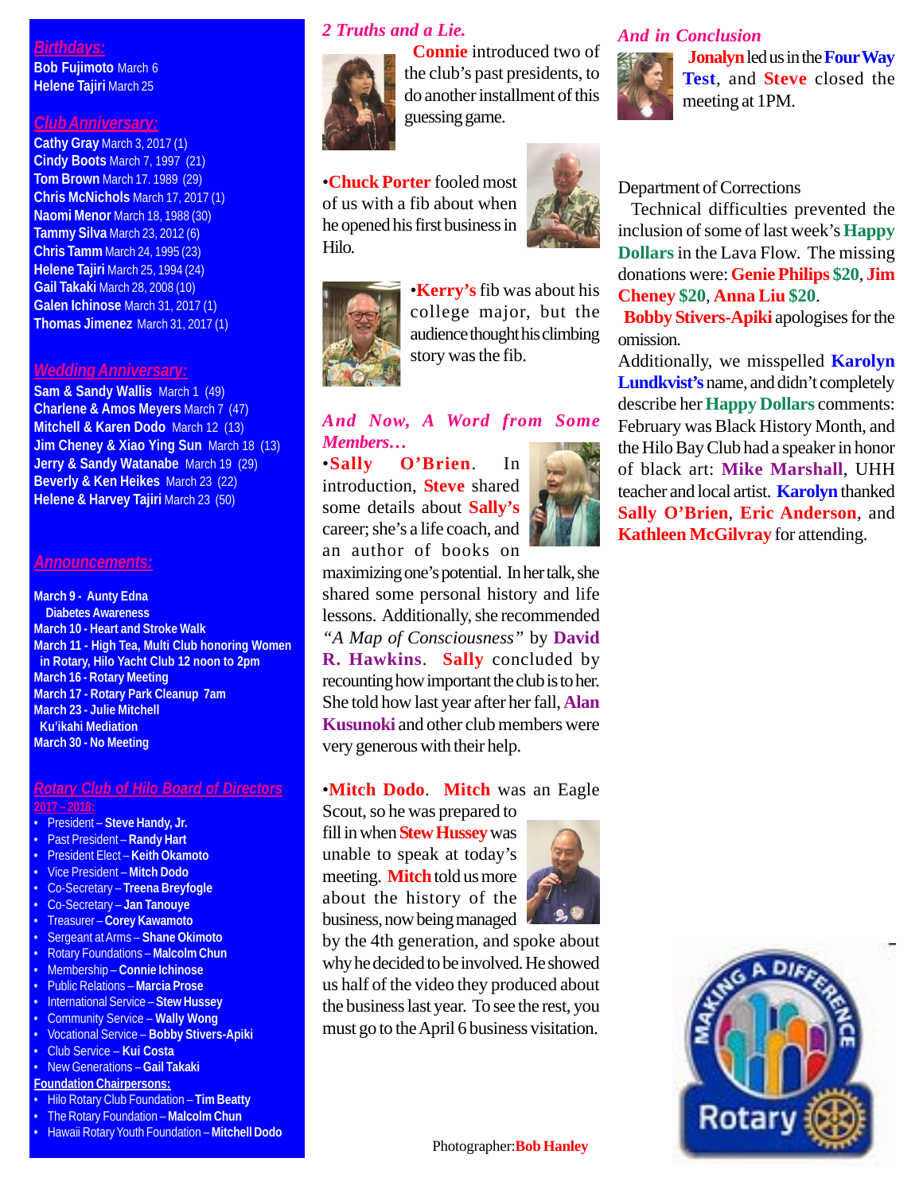## Birthdays:

**Bob Fujimoto** March 6
**Helene Tajiri** March 25

## Club Anniversary:

**Cathy Gray** March 3, 2017 (1)
**Cindy Boots** March 7, 1997 (21)
**Tom Brown** March 17. 1989 (29)
**Chris McNichols** March 17, 2017 (1)
**Naomi Menor** March 18, 1988 (30)
**Tammy Silva** March 23, 2012 (6)
**Chris Tamm** March 24, 1995 (23)
**Helene Tajiri** March 25, 1994 (24)
**Gail Takaki** March 28, 2008 (10)
**Galen Ichinose** March 31, 2017 (1)
**Thomas Jimenez** March 31, 2017 (1)

## Wedding Anniversary:

**Sam & Sandy Wallis** March 1 (49)
**Charlene & Amos Meyers** March 7 (47)
**Mitchell & Karen Dodo** March 12 (13)
**Jim Cheney & Xiao Ying Sun** March 18 (13)
**Jerry & Sandy Watanabe** March 19 (29)
**Beverly & Ken Heikes** March 23 (22)
**Helene & Harvey Tajiri** March 23 (50)

## Announcements:

**March 9 - Aunty Edna Diabetes Awareness**
**March 10 - Heart and Stroke Walk**
**March 11 - High Tea, Multi Club honoring Women in Rotary, Hilo Yacht Club 12 noon to 2pm**
**March 16 - Rotary Meeting**
**March 17 - Rotary Park Cleanup 7am**
**March 23 - Julie Mitchell Ku'ikahi Mediation**
**March 30 - No Meeting**

## Rotary Club of Hilo Board of Directors 2017 – 2018:

- President – **Steve Handy, Jr.**
- Past President – **Randy Hart**
- President Elect – **Keith Okamoto**
- Vice President – **Mitch Dodo**
- Co-Secretary – **Treena Breyfogle**
- Co-Secretary – **Jan Tanouye**
- Treasurer – **Corey Kawamoto**
- Sergeant at Arms – **Shane Okimoto**
- Rotary Foundations – **Malcolm Chun**
- Membership – **Connie Ichinose**
- Public Relations – **Marcia Prose**
- International Service – **Stew Hussey**
- Community Service – **Wally Wong**
- Vocational Service – **Bobby Stivers-Apiki**
- Club Service – **Kui Costa**
- New Generations – **Gail Takaki**

**Foundation Chairpersons:**

- Hilo Rotary Club Foundation – **Tim Beatty**
- The Rotary Foundation – **Malcolm Chun**
- Hawaii Rotary Youth Foundation – **Mitchell Dodo**

## *2 Truths and a Lie.*

**Connie** introduced two of the club's past presidents, to do another installment of this guessing game.

•**Chuck Porter** fooled most of us with a fib about when he opened his first business in Hilo.

•**Kerry's** fib was about his college major, but the audience thought his climbing story was the fib.

## *And Now, A Word from Some Members…*

•**Sally O'Brien**. In introduction, **Steve** shared some details about **Sally's** career; she's a life coach, and an author of books on maximizing one's potential. In her talk, she shared some personal history and life lessons. Additionally, she recommended *"A Map of Consciousness"* by **David R. Hawkins**. **Sally** concluded by recounting how important the club is to her. She told how last year after her fall, **Alan Kusunoki** and other club members were very generous with their help.

•**Mitch Dodo**. **Mitch** was an Eagle Scout, so he was prepared to fill in when **Stew Hussey** was unable to speak at today's meeting. **Mitch** told us more about the history of the business, now being managed by the 4th generation, and spoke about why he decided to be involved. He showed us half of the video they produced about the business last year. To see the rest, you must go to the April 6 business visitation.

## *And in Conclusion*

**Jonalyn** led us in the **Four Way Test**, and **Steve** closed the meeting at 1PM.

Department of Corrections

Technical difficulties prevented the inclusion of some of last week's **Happy Dollars** in the Lava Flow. The missing donations were: **Genie Philips $20**, **Jim Cheney $20**, **Anna Liu $20**.

**Bobby Stivers-Apiki** apologises for the omission.

Additionally, we misspelled **Karolyn Lundkvist's** name, and didn't completely describe her **Happy Dollars** comments: February was Black History Month, and the Hilo Bay Club had a speaker in honor of black art: **Mike Marshall**, UHH teacher and local artist. **Karolyn** thanked **Sally O'Brien**, **Eric Anderson**, and **Kathleen McGilvray** for attending.

Photographer: **Bob Hanley**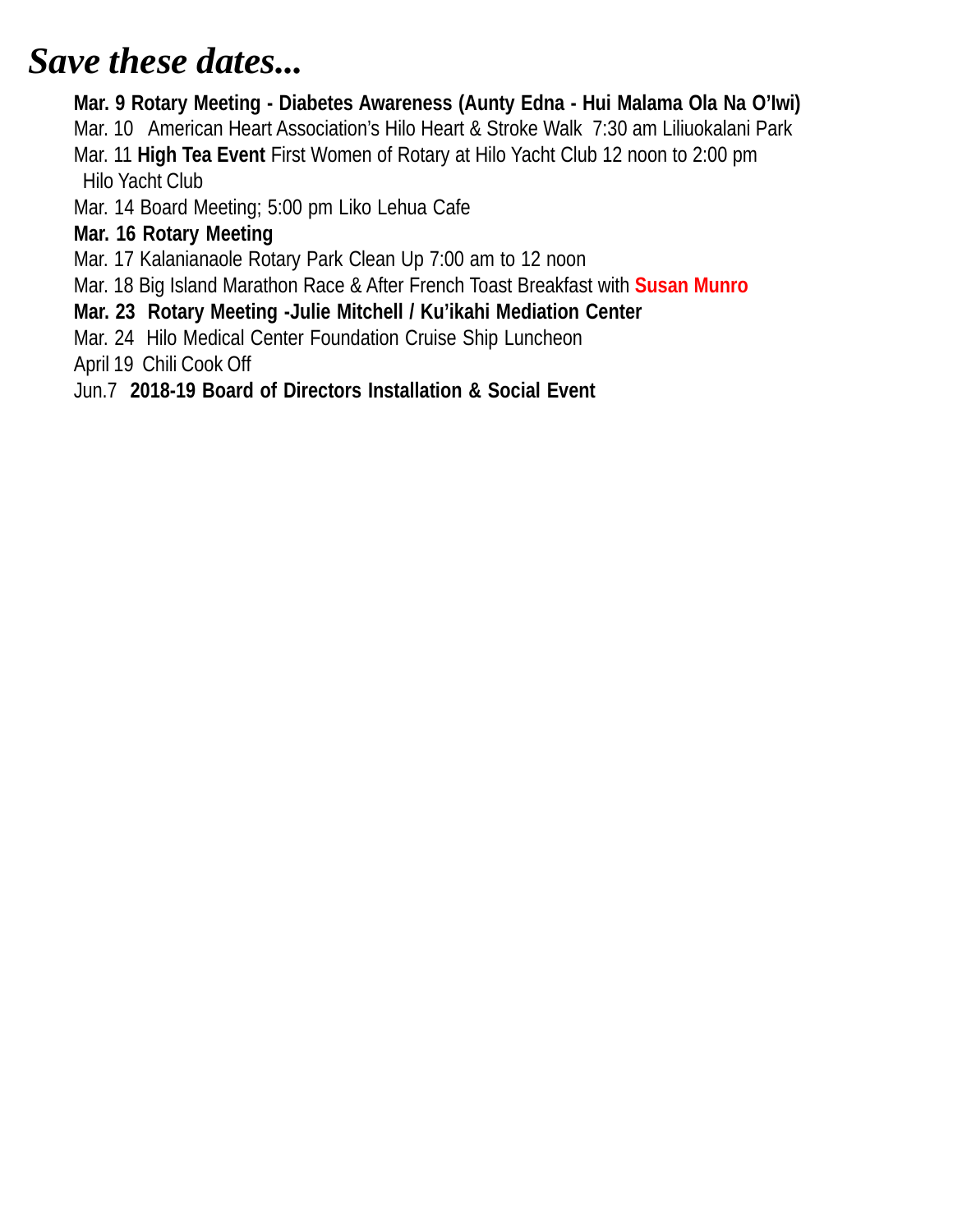# ***Save these dates...***

**Mar. 9 Rotary Meeting - Diabetes Awareness (Aunty Edna - Hui Malama Ola Na O'Iwi)**

Mar. 10 American Heart Association's Hilo Heart & Stroke Walk 7:30 am Liliuokalani Park

Mar. 11 **High Tea Event** First Women of Rotary at Hilo Yacht Club 12 noon to 2:00 pm Hilo Yacht Club

Mar. 14 Board Meeting; 5:00 pm Liko Lehua Cafe

**Mar. 16 Rotary Meeting**

Mar. 17 Kalanianaole Rotary Park Clean Up 7:00 am to 12 noon

Mar. 18 Big Island Marathon Race & After French Toast Breakfast with **Susan Munro**

**Mar. 23 Rotary Meeting -Julie Mitchell / Ku'ikahi Mediation Center**

Mar. 24 Hilo Medical Center Foundation Cruise Ship Luncheon

April 19 Chili Cook Off

Jun.7 **2018-19 Board of Directors Installation & Social Event**